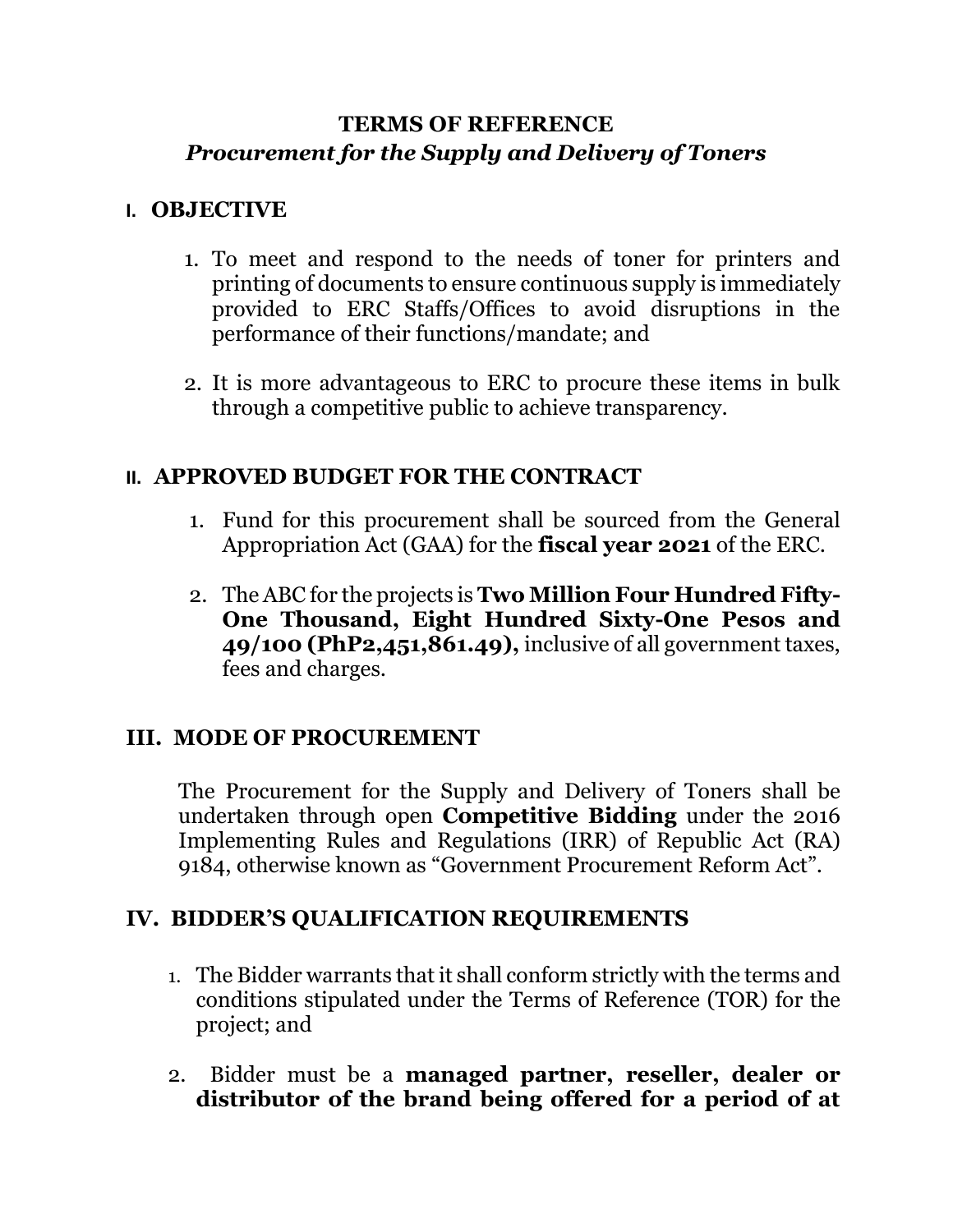# TERMS OF REFERENCE

## *Procurement for the Supply and Delivery of Toners*

## I. OBJECTIVE

1. To meet and respond to the needs of toner for printers and printing of documents to ensure continuous supply is immediately provided to ERC Staffs/Offices to avoid disruptions in the performance of their functions/mandate; and

2. It is more advantageous to ERC to procure these items in bulk through a competitive public to achieve transparency.

## II. APPROVED BUDGET FOR THE CONTRACT

1. Fund for this procurement shall be sourced from the General Appropriation Act (GAA) for the **fiscal year 2021** of the ERC.

2. The ABC for the projects is **Two Million Four Hundred Fifty-One Thousand, Eight Hundred Sixty-One Pesos and 49/100 (PhP2,451,861.49),** inclusive of all government taxes, fees and charges.

## III. MODE OF PROCUREMENT

The Procurement for the Supply and Delivery of Toners shall be undertaken through open **Competitive Bidding** under the 2016 Implementing Rules and Regulations (IRR) of Republic Act (RA) 9184, otherwise known as "Government Procurement Reform Act".

## IV. BIDDER'S QUALIFICATION REQUIREMENTS

1. The Bidder warrants that it shall conform strictly with the terms and conditions stipulated under the Terms of Reference (TOR) for the project; and

2. Bidder must be a **managed partner, reseller, dealer or distributor of the brand being offered for a period of at**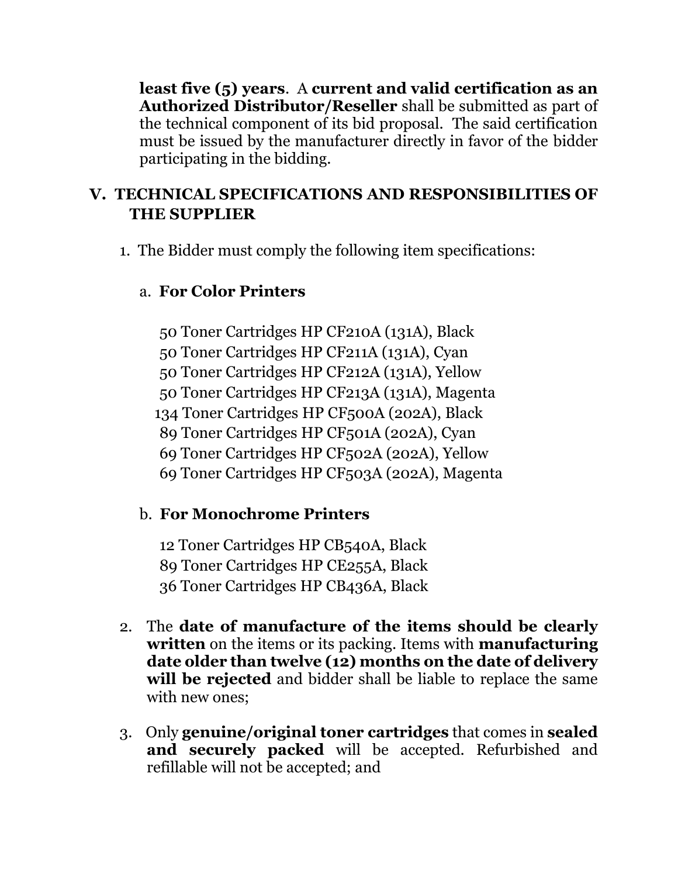**least five (5) years**. A **current and valid certification as an Authorized Distributor/Reseller** shall be submitted as part of the technical component of its bid proposal. The said certification must be issued by the manufacturer directly in favor of the bidder participating in the bidding.

## V. TECHNICAL SPECIFICATIONS AND RESPONSIBILITIES OF THE SUPPLIER

1. The Bidder must comply the following item specifications:

   a. **For Color Printers**

      50 Toner Cartridges HP CF210A (131A), Black
      50 Toner Cartridges HP CF211A (131A), Cyan
      50 Toner Cartridges HP CF212A (131A), Yellow
      50 Toner Cartridges HP CF213A (131A), Magenta
      134 Toner Cartridges HP CF500A (202A), Black
      89 Toner Cartridges HP CF501A (202A), Cyan
      69 Toner Cartridges HP CF502A (202A), Yellow
      69 Toner Cartridges HP CF503A (202A), Magenta

   b. **For Monochrome Printers**

      12 Toner Cartridges HP CB540A, Black
      89 Toner Cartridges HP CE255A, Black
      36 Toner Cartridges HP CB436A, Black

2. The **date of manufacture of the items should be clearly written** on the items or its packing. Items with **manufacturing date older than twelve (12) months on the date of delivery will be rejected** and bidder shall be liable to replace the same with new ones;

3. Only **genuine/original toner cartridges** that comes in **sealed and securely packed** will be accepted. Refurbished and refillable will not be accepted; and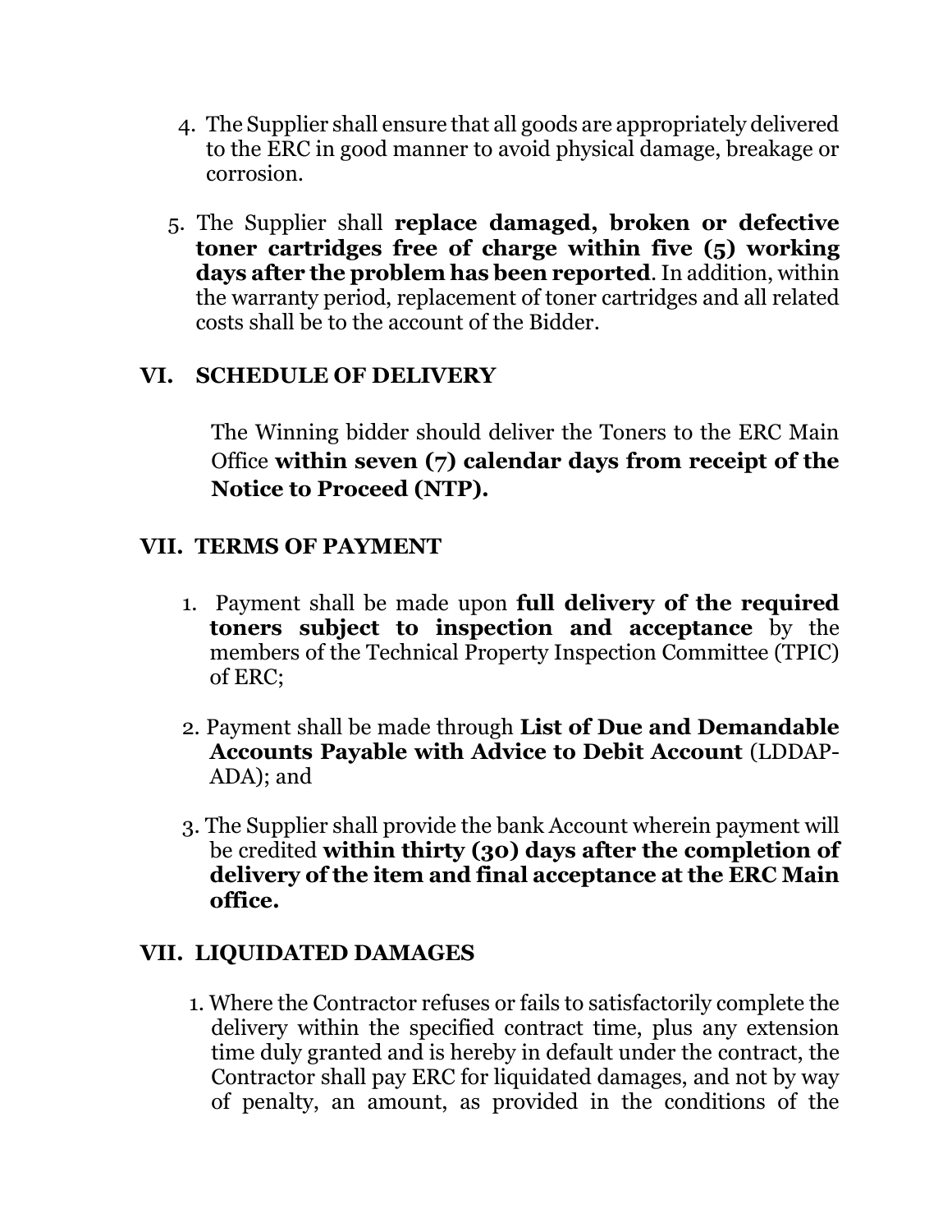4. The Supplier shall ensure that all goods are appropriately delivered to the ERC in good manner to avoid physical damage, breakage or corrosion.

5. The Supplier shall **replace damaged, broken or defective toner cartridges free of charge within five (5) working days after the problem has been reported**. In addition, within the warranty period, replacement of toner cartridges and all related costs shall be to the account of the Bidder.

## VI. SCHEDULE OF DELIVERY

The Winning bidder should deliver the Toners to the ERC Main Office **within seven (7) calendar days from receipt of the Notice to Proceed (NTP).**

## VII. TERMS OF PAYMENT

1. Payment shall be made upon **full delivery of the required toners subject to inspection and acceptance** by the members of the Technical Property Inspection Committee (TPIC) of ERC;

2. Payment shall be made through **List of Due and Demandable Accounts Payable with Advice to Debit Account** (LDDAP-ADA); and

3. The Supplier shall provide the bank Account wherein payment will be credited **within thirty (30) days after the completion of delivery of the item and final acceptance at the ERC Main office.**

## VII. LIQUIDATED DAMAGES

1. Where the Contractor refuses or fails to satisfactorily complete the delivery within the specified contract time, plus any extension time duly granted and is hereby in default under the contract, the Contractor shall pay ERC for liquidated damages, and not by way of penalty, an amount, as provided in the conditions of the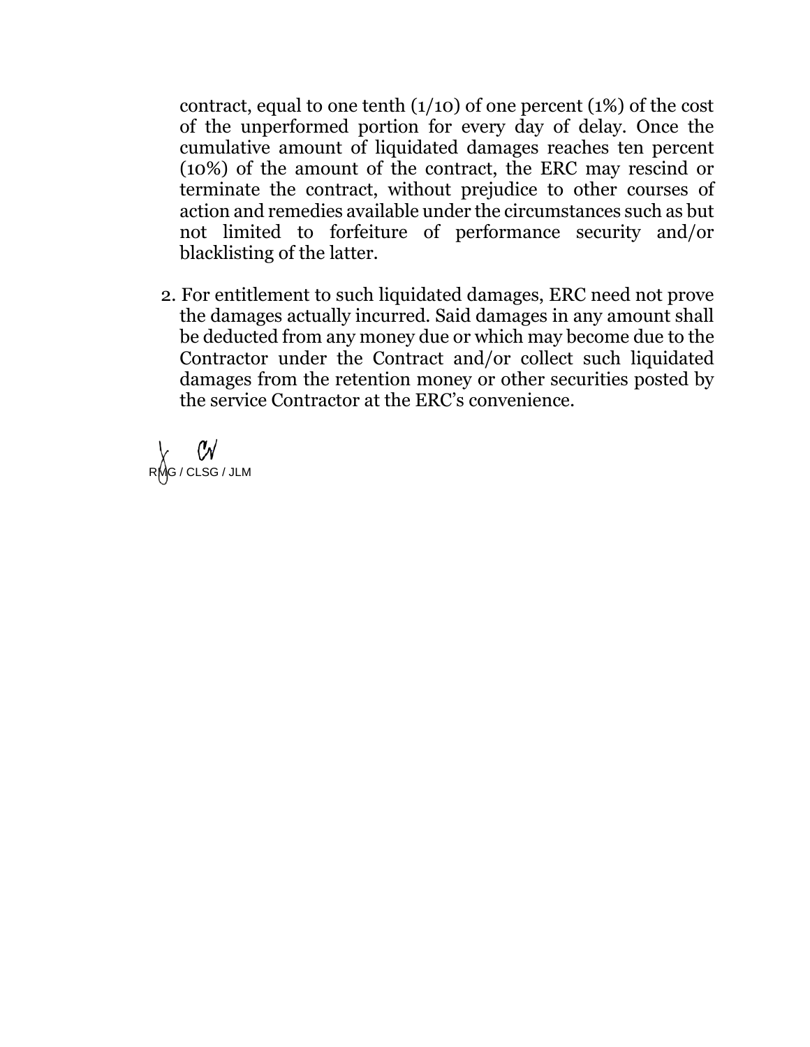contract, equal to one tenth (1/10) of one percent (1%) of the cost of the unperformed portion for every day of delay. Once the cumulative amount of liquidated damages reaches ten percent (10%) of the amount of the contract, the ERC may rescind or terminate the contract, without prejudice to other courses of action and remedies available under the circumstances such as but not limited to forfeiture of performance security and/or blacklisting of the latter.

2. For entitlement to such liquidated damages, ERC need not prove the damages actually incurred. Said damages in any amount shall be deducted from any money due or which may become due to the Contractor under the Contract and/or collect such liquidated damages from the retention money or other securities posted by the service Contractor at the ERC's convenience.

RMG / CLSG / JLM